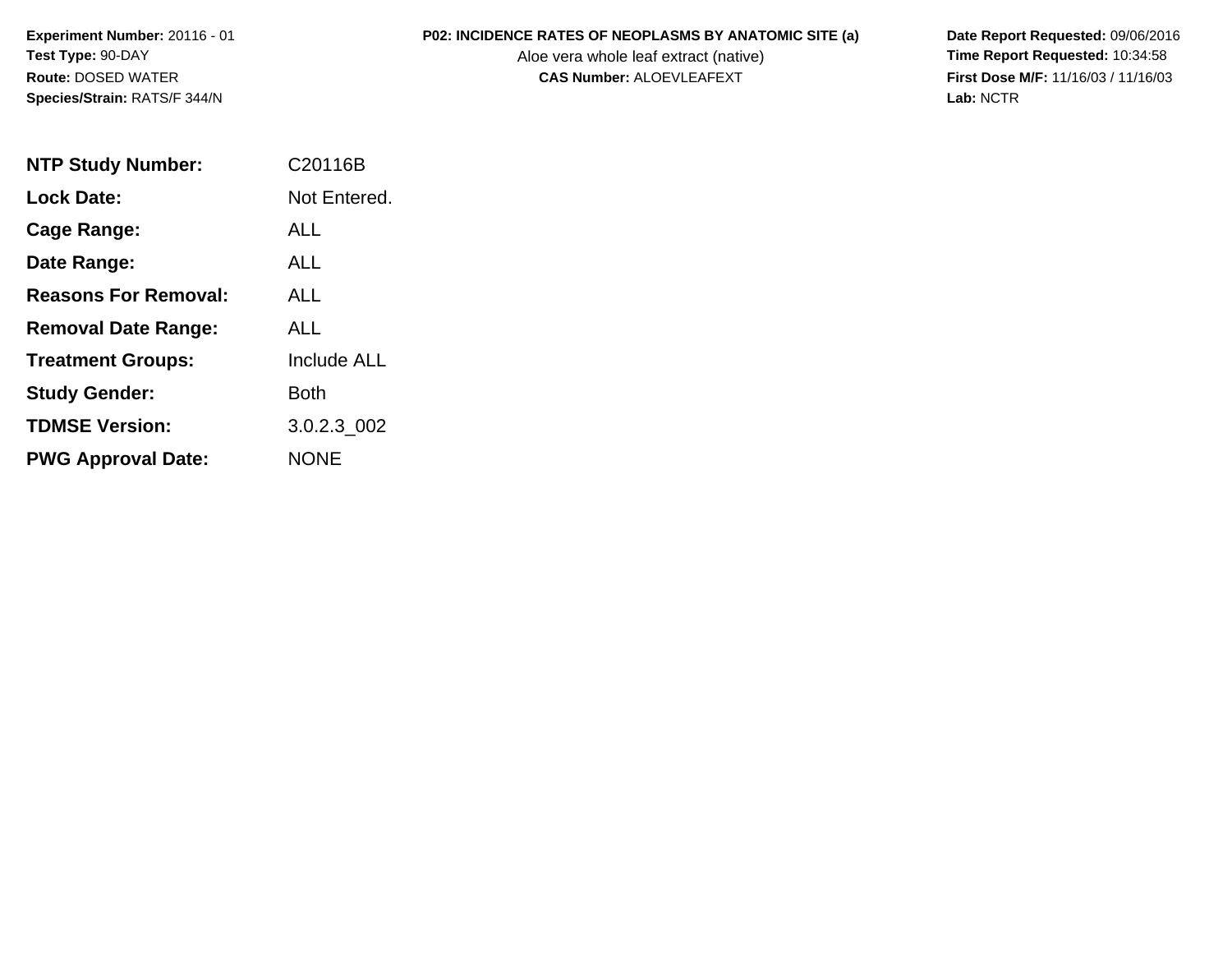**Experiment Number:** 20116 - 01
**Test Type:** 90-DAY
**Route:** DOSED WATER
**Species/Strain:** RATS/F 344/N

**P02: INCIDENCE RATES OF NEOPLASMS BY ANATOMIC SITE (a)**
Aloe vera whole leaf extract (native)
**CAS Number:** ALOEVLEAFEXT

**Date Report Requested:** 09/06/2016
**Time Report Requested:** 10:34:58
**First Dose M/F:** 11/16/03 / 11/16/03
**Lab:** NCTR

| | |
|---|---|
| **NTP Study Number:** | C20116B |
| **Lock Date:** | Not Entered. |
| **Cage Range:** | ALL |
| **Date Range:** | ALL |
| **Reasons For Removal:** | ALL |
| **Removal Date Range:** | ALL |
| **Treatment Groups:** | Include ALL |
| **Study Gender:** | Both |
| **TDMSE Version:** | 3.0.2.3_002 |
| **PWG Approval Date:** | NONE |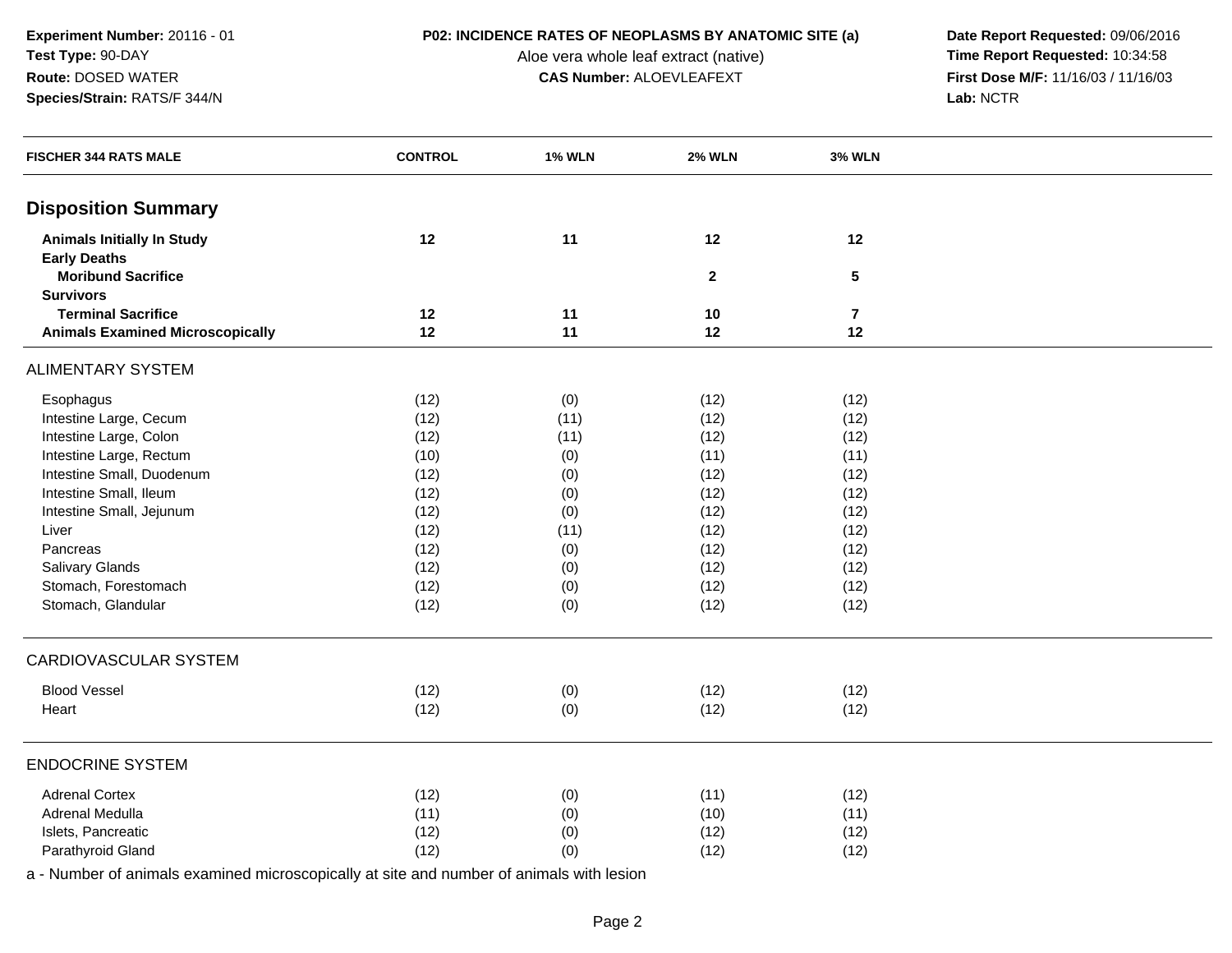Experiment Number: 20116 - 01
Test Type: 90-DAY
Route: DOSED WATER
Species/Strain: RATS/F 344/N

**P02: INCIDENCE RATES OF NEOPLASMS BY ANATOMIC SITE (a)**
Aloe vera whole leaf extract (native)
**CAS Number:** ALOEVLEAFEXT

**Date Report Requested:** 09/06/2016
**Time Report Requested:** 10:34:58
**First Dose M/F:** 11/16/03 / 11/16/03
**Lab:** NCTR

| FISCHER 344 RATS MALE | CONTROL | 1% WLN | 2% WLN | 3% WLN |
|---|---|---|---|---|
| **Disposition Summary** | | | | |
| **Animals Initially In Study** | **12** | **11** | **12** | **12** |
| **Early Deaths** | | | | |
| **Moribund Sacrifice** | | | **2** | **5** |
| **Survivors** | | | | |
| **Terminal Sacrifice** | **12** | **11** | **10** | **7** |
| **Animals Examined Microscopically** | **12** | **11** | **12** | **12** |
| ALIMENTARY SYSTEM | | | | |
| Esophagus | (12) | (0) | (12) | (12) |
| Intestine Large, Cecum | (12) | (11) | (12) | (12) |
| Intestine Large, Colon | (12) | (11) | (12) | (12) |
| Intestine Large, Rectum | (10) | (0) | (11) | (11) |
| Intestine Small, Duodenum | (12) | (0) | (12) | (12) |
| Intestine Small, Ileum | (12) | (0) | (12) | (12) |
| Intestine Small, Jejunum | (12) | (0) | (12) | (12) |
| Liver | (12) | (11) | (12) | (12) |
| Pancreas | (12) | (0) | (12) | (12) |
| Salivary Glands | (12) | (0) | (12) | (12) |
| Stomach, Forestomach | (12) | (0) | (12) | (12) |
| Stomach, Glandular | (12) | (0) | (12) | (12) |
| CARDIOVASCULAR SYSTEM | | | | |
| Blood Vessel | (12) | (0) | (12) | (12) |
| Heart | (12) | (0) | (12) | (12) |
| ENDOCRINE SYSTEM | | | | |
| Adrenal Cortex | (12) | (0) | (11) | (12) |
| Adrenal Medulla | (11) | (0) | (10) | (11) |
| Islets, Pancreatic | (12) | (0) | (12) | (12) |
| Parathyroid Gland | (12) | (0) | (12) | (12) |

a - Number of animals examined microscopically at site and number of animals with lesion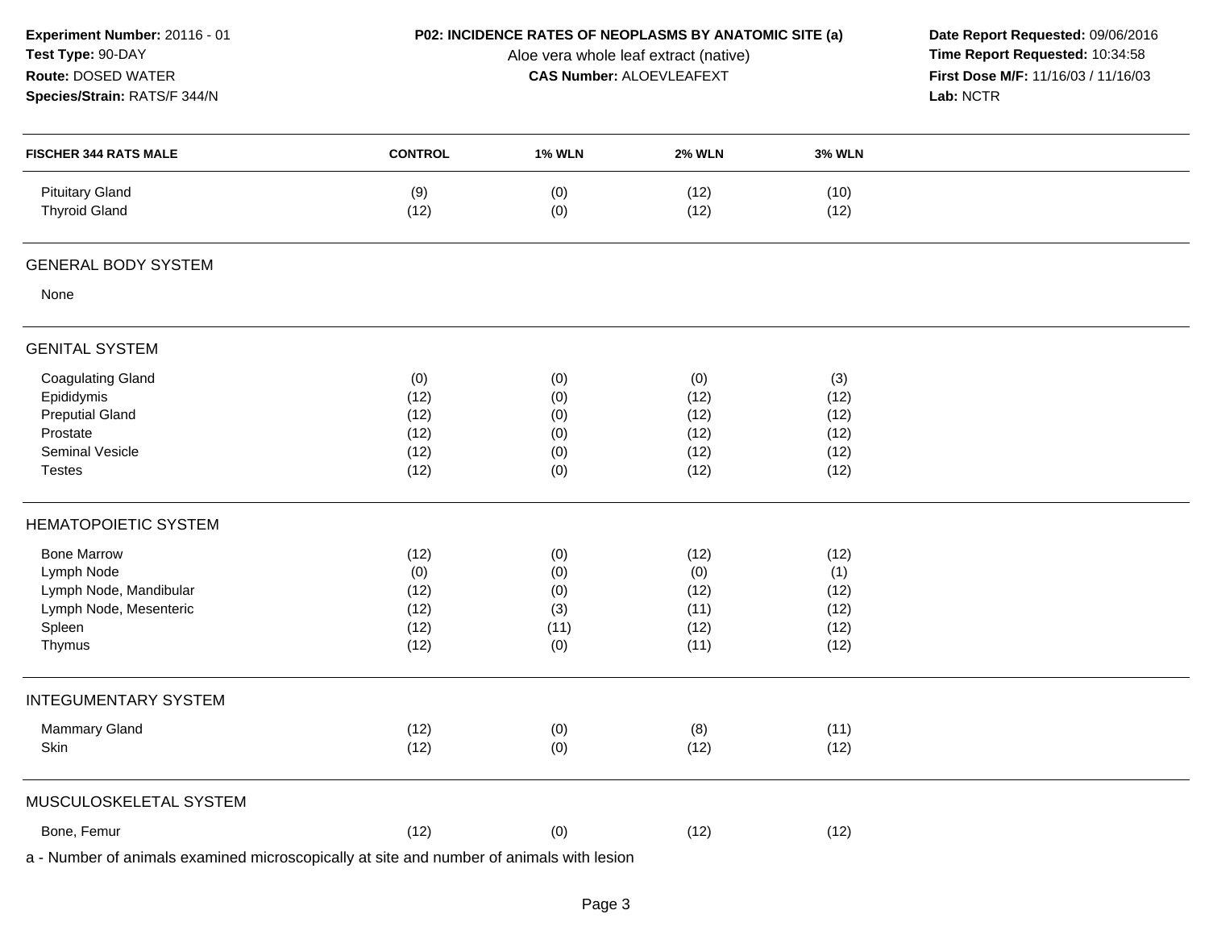**Experiment Number:** 20116 - 01
**Test Type:** 90-DAY
**Route:** DOSED WATER
**Species/Strain:** RATS/F 344/N

**P02: INCIDENCE RATES OF NEOPLASMS BY ANATOMIC SITE (a)**
Aloe vera whole leaf extract (native)
**CAS Number:** ALOEVLEAFEXT

**Date Report Requested:** 09/06/2016
**Time Report Requested:** 10:34:58
**First Dose M/F:** 11/16/03 / 11/16/03
**Lab:** NCTR

| FISCHER 344 RATS MALE | CONTROL | 1% WLN | 2% WLN | 3% WLN |
|---|---|---|---|---|
| Pituitary Gland | (9) | (0) | (12) | (10) |
| Thyroid Gland | (12) | (0) | (12) | (12) |
| **GENERAL BODY SYSTEM** | | | | |
| None | | | | |
| **GENITAL SYSTEM** | | | | |
| Coagulating Gland | (0) | (0) | (0) | (3) |
| Epididymis | (12) | (0) | (12) | (12) |
| Preputial Gland | (12) | (0) | (12) | (12) |
| Prostate | (12) | (0) | (12) | (12) |
| Seminal Vesicle | (12) | (0) | (12) | (12) |
| Testes | (12) | (0) | (12) | (12) |
| **HEMATOPOIETIC SYSTEM** | | | | |
| Bone Marrow | (12) | (0) | (12) | (12) |
| Lymph Node | (0) | (0) | (0) | (1) |
| Lymph Node, Mandibular | (12) | (0) | (12) | (12) |
| Lymph Node, Mesenteric | (12) | (3) | (11) | (12) |
| Spleen | (12) | (11) | (12) | (12) |
| Thymus | (12) | (0) | (11) | (12) |
| **INTEGUMENTARY SYSTEM** | | | | |
| Mammary Gland | (12) | (0) | (8) | (11) |
| Skin | (12) | (0) | (12) | (12) |
| **MUSCULOSKELETAL SYSTEM** | | | | |
| Bone, Femur | (12) | (0) | (12) | (12) |

a - Number of animals examined microscopically at site and number of animals with lesion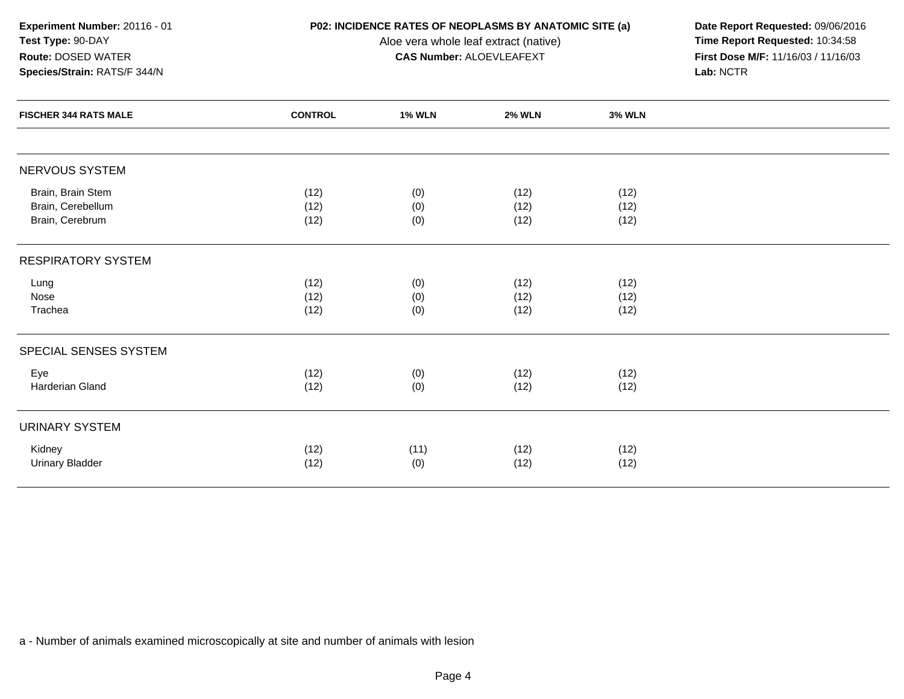**Experiment Number:** 20116 - 01
**Test Type:** 90-DAY
**Route:** DOSED WATER
**Species/Strain:** RATS/F 344/N

**P02: INCIDENCE RATES OF NEOPLASMS BY ANATOMIC SITE (a)**
Aloe vera whole leaf extract (native)
**CAS Number:** ALOEVLEAFEXT

**Date Report Requested:** 09/06/2016
**Time Report Requested:** 10:34:58
**First Dose M/F:** 11/16/03 / 11/16/03
**Lab:** NCTR

| FISCHER 344 RATS MALE | CONTROL | 1% WLN | 2% WLN | 3% WLN |
|---|---|---|---|---|
| NERVOUS SYSTEM | | | | |
| Brain, Brain Stem | (12) | (0) | (12) | (12) |
| Brain, Cerebellum | (12) | (0) | (12) | (12) |
| Brain, Cerebrum | (12) | (0) | (12) | (12) |
| RESPIRATORY SYSTEM | | | | |
| Lung | (12) | (0) | (12) | (12) |
| Nose | (12) | (0) | (12) | (12) |
| Trachea | (12) | (0) | (12) | (12) |
| SPECIAL SENSES SYSTEM | | | | |
| Eye | (12) | (0) | (12) | (12) |
| Harderian Gland | (12) | (0) | (12) | (12) |
| URINARY SYSTEM | | | | |
| Kidney | (12) | (11) | (12) | (12) |
| Urinary Bladder | (12) | (0) | (12) | (12) |

a - Number of animals examined microscopically at site and number of animals with lesion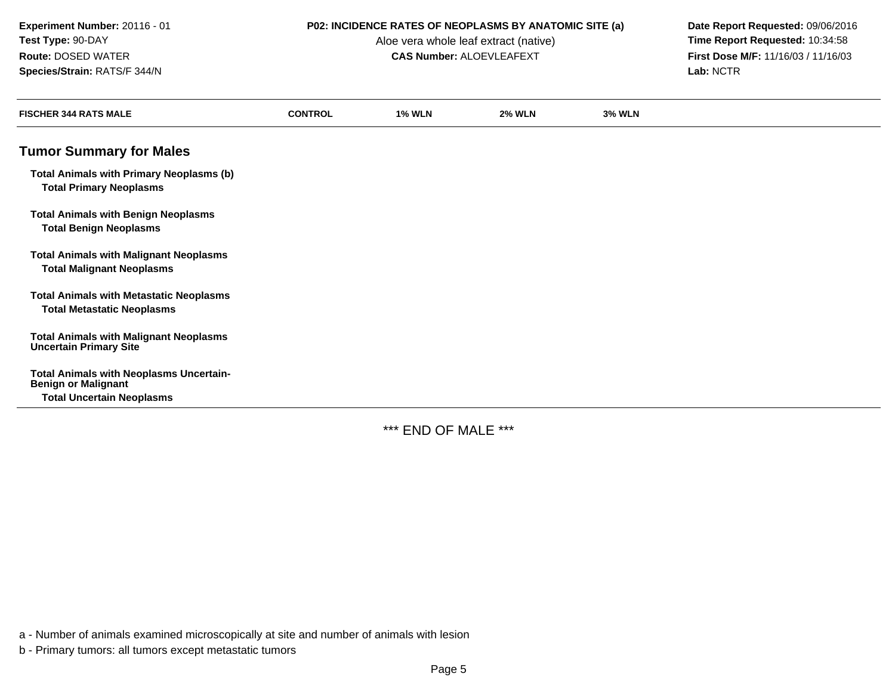**Experiment Number:** 20116 - 01
**Test Type:** 90-DAY
**Route:** DOSED WATER
**Species/Strain:** RATS/F 344/N

**P02: INCIDENCE RATES OF NEOPLASMS BY ANATOMIC SITE (a)**
Aloe vera whole leaf extract (native)
**CAS Number:** ALOEVLEAFEXT

**Date Report Requested:** 09/06/2016
**Time Report Requested:** 10:34:58
**First Dose M/F:** 11/16/03 / 11/16/03
**Lab:** NCTR

| FISCHER 344 RATS MALE | CONTROL | 1% WLN | 2% WLN | 3% WLN |
|---|---|---|---|---|
| **Tumor Summary for Males** | | | | |
| **Total Animals with Primary Neoplasms (b)** | | | | |
| **Total Primary Neoplasms** | | | | |
| **Total Animals with Benign Neoplasms** | | | | |
| **Total Benign Neoplasms** | | | | |
| **Total Animals with Malignant Neoplasms** | | | | |
| **Total Malignant Neoplasms** | | | | |
| **Total Animals with Metastatic Neoplasms** | | | | |
| **Total Metastatic Neoplasms** | | | | |
| **Total Animals with Malignant Neoplasms Uncertain Primary Site** | | | | |
| **Total Animals with Neoplasms Uncertain- Benign or Malignant** | | | | |
| **Total Uncertain Neoplasms** | | | | |

*** END OF MALE ***

a - Number of animals examined microscopically at site and number of animals with lesion

b - Primary tumors: all tumors except metastatic tumors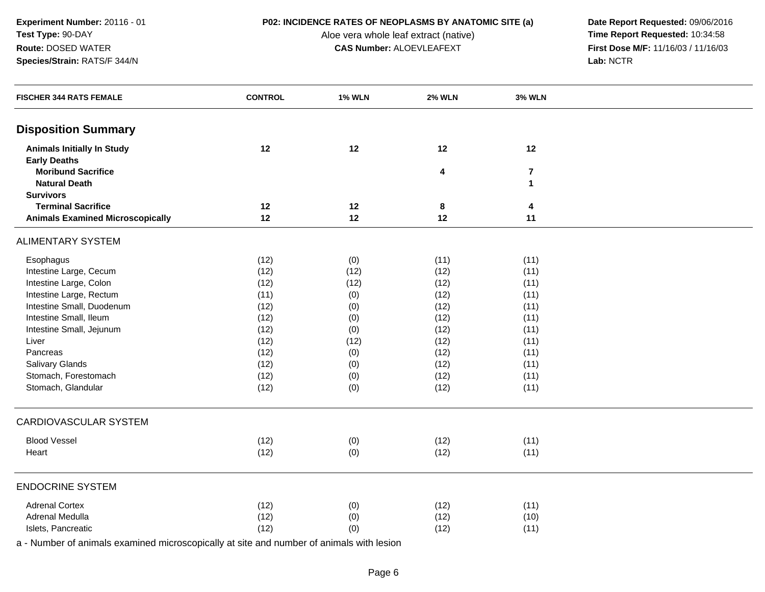**Experiment Number:** 20116 - 01
**Test Type:** 90-DAY
**Route:** DOSED WATER
**Species/Strain:** RATS/F 344/N

**P02: INCIDENCE RATES OF NEOPLASMS BY ANATOMIC SITE (a)**
Aloe vera whole leaf extract (native)
**CAS Number:** ALOEVLEAFEXT

**Date Report Requested:** 09/06/2016
**Time Report Requested:** 10:34:58
**First Dose M/F:** 11/16/03 / 11/16/03
**Lab:** NCTR

| FISCHER 344 RATS FEMALE | CONTROL | 1% WLN | 2% WLN | 3% WLN |
|---|---|---|---|---|
| **Disposition Summary** | | | | |
| **Animals Initially In Study** | **12** | **12** | **12** | **12** |
| **Early Deaths** | | | | |
| **Moribund Sacrifice** | | | **4** | **7** |
| **Natural Death** | | | | **1** |
| **Survivors** | | | | |
| **Terminal Sacrifice** | **12** | **12** | **8** | **4** |
| **Animals Examined Microscopically** | **12** | **12** | **12** | **11** |
| ALIMENTARY SYSTEM | | | | |
| Esophagus | (12) | (0) | (11) | (11) |
| Intestine Large, Cecum | (12) | (12) | (12) | (11) |
| Intestine Large, Colon | (12) | (12) | (12) | (11) |
| Intestine Large, Rectum | (11) | (0) | (12) | (11) |
| Intestine Small, Duodenum | (12) | (0) | (12) | (11) |
| Intestine Small, Ileum | (12) | (0) | (12) | (11) |
| Intestine Small, Jejunum | (12) | (0) | (12) | (11) |
| Liver | (12) | (12) | (12) | (11) |
| Pancreas | (12) | (0) | (12) | (11) |
| Salivary Glands | (12) | (0) | (12) | (11) |
| Stomach, Forestomach | (12) | (0) | (12) | (11) |
| Stomach, Glandular | (12) | (0) | (12) | (11) |
| CARDIOVASCULAR SYSTEM | | | | |
| Blood Vessel | (12) | (0) | (12) | (11) |
| Heart | (12) | (0) | (12) | (11) |
| ENDOCRINE SYSTEM | | | | |
| Adrenal Cortex | (12) | (0) | (12) | (11) |
| Adrenal Medulla | (12) | (0) | (12) | (10) |
| Islets, Pancreatic | (12) | (0) | (12) | (11) |

a - Number of animals examined microscopically at site and number of animals with lesion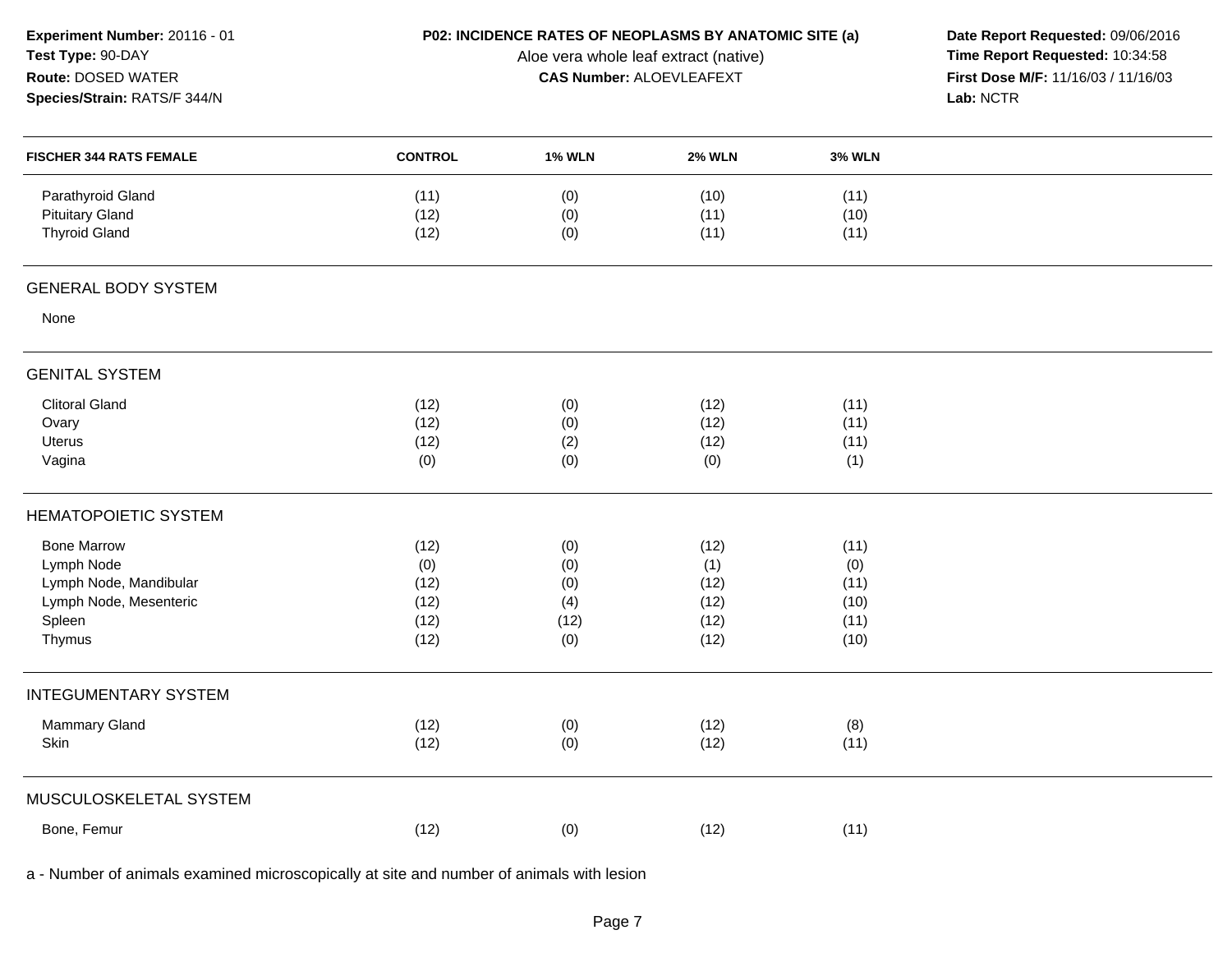**Experiment Number:** 20116 - 01
**Test Type:** 90-DAY
**Route:** DOSED WATER
**Species/Strain:** RATS/F 344/N

**P02: INCIDENCE RATES OF NEOPLASMS BY ANATOMIC SITE (a)**
Aloe vera whole leaf extract (native)
**CAS Number:** ALOEVLEAFEXT

**Date Report Requested:** 09/06/2016
**Time Report Requested:** 10:34:58
**First Dose M/F:** 11/16/03 / 11/16/03
**Lab:** NCTR

| FISCHER 344 RATS FEMALE | CONTROL | 1% WLN | 2% WLN | 3% WLN |
|---|---|---|---|---|
| Parathyroid Gland | (11) | (0) | (10) | (11) |
| Pituitary Gland | (12) | (0) | (11) | (10) |
| Thyroid Gland | (12) | (0) | (11) | (11) |
| **GENERAL BODY SYSTEM** | | | | |
| None | | | | |
| **GENITAL SYSTEM** | | | | |
| Clitoral Gland | (12) | (0) | (12) | (11) |
| Ovary | (12) | (0) | (12) | (11) |
| Uterus | (12) | (2) | (12) | (11) |
| Vagina | (0) | (0) | (0) | (1) |
| **HEMATOPOIETIC SYSTEM** | | | | |
| Bone Marrow | (12) | (0) | (12) | (11) |
| Lymph Node | (0) | (0) | (1) | (0) |
| Lymph Node, Mandibular | (12) | (0) | (12) | (11) |
| Lymph Node, Mesenteric | (12) | (4) | (12) | (10) |
| Spleen | (12) | (12) | (12) | (11) |
| Thymus | (12) | (0) | (12) | (10) |
| **INTEGUMENTARY SYSTEM** | | | | |
| Mammary Gland | (12) | (0) | (12) | (8) |
| Skin | (12) | (0) | (12) | (11) |
| **MUSCULOSKELETAL SYSTEM** | | | | |
| Bone, Femur | (12) | (0) | (12) | (11) |

a - Number of animals examined microscopically at site and number of animals with lesion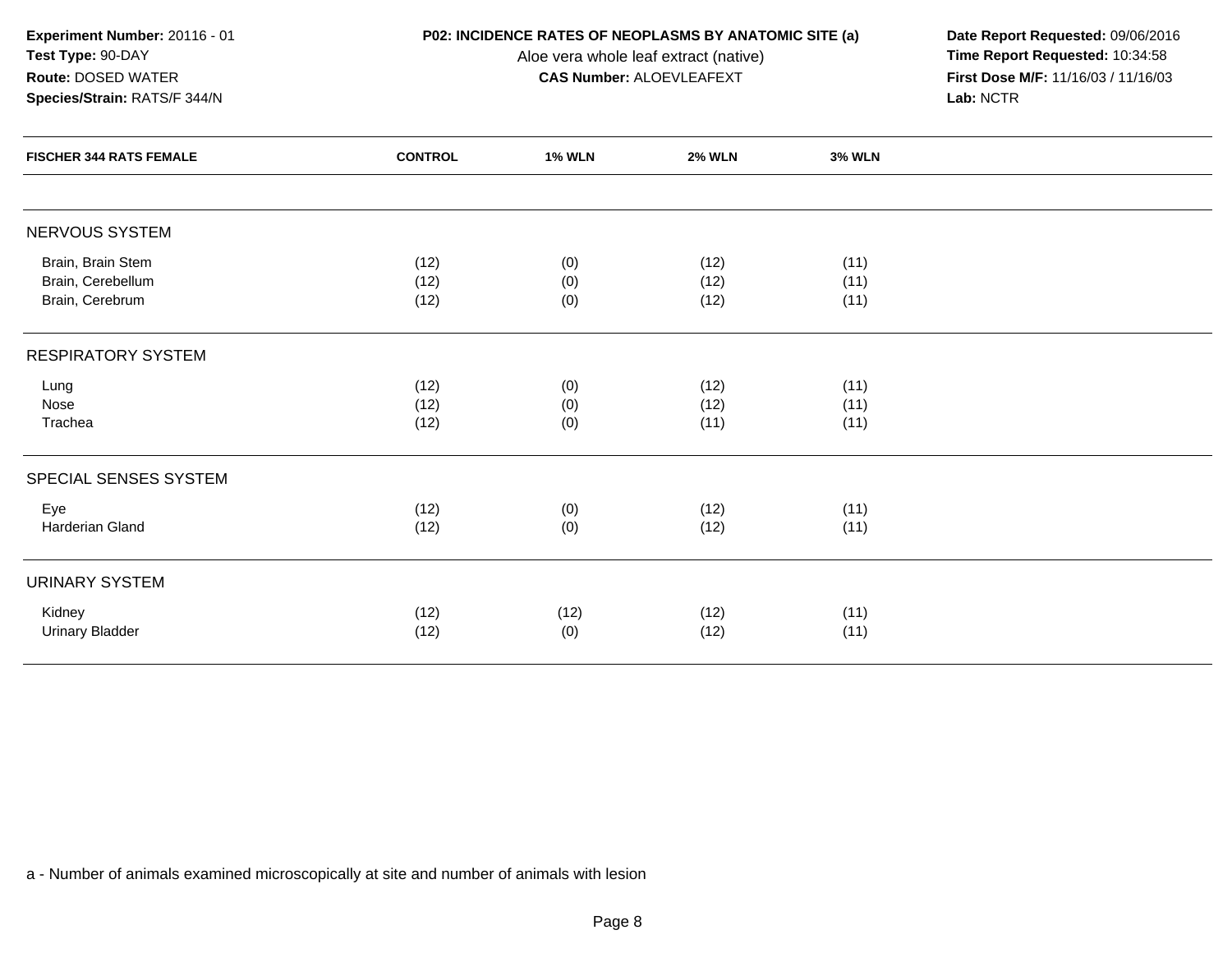**Experiment Number:** 20116 - 01
**Test Type:** 90-DAY
**Route:** DOSED WATER
**Species/Strain:** RATS/F 344/N

**P02: INCIDENCE RATES OF NEOPLASMS BY ANATOMIC SITE (a)**
Aloe vera whole leaf extract (native)
**CAS Number:** ALOEVLEAFEXT

**Date Report Requested:** 09/06/2016
**Time Report Requested:** 10:34:58
**First Dose M/F:** 11/16/03 / 11/16/03
**Lab:** NCTR

| FISCHER 344 RATS FEMALE | CONTROL | 1% WLN | 2% WLN | 3% WLN |
|---|---|---|---|---|
| **NERVOUS SYSTEM** | | | | |
| Brain, Brain Stem | (12) | (0) | (12) | (11) |
| Brain, Cerebellum | (12) | (0) | (12) | (11) |
| Brain, Cerebrum | (12) | (0) | (12) | (11) |
| **RESPIRATORY SYSTEM** | | | | |
| Lung | (12) | (0) | (12) | (11) |
| Nose | (12) | (0) | (12) | (11) |
| Trachea | (12) | (0) | (11) | (11) |
| **SPECIAL SENSES SYSTEM** | | | | |
| Eye | (12) | (0) | (12) | (11) |
| Harderian Gland | (12) | (0) | (12) | (11) |
| **URINARY SYSTEM** | | | | |
| Kidney | (12) | (12) | (12) | (11) |
| Urinary Bladder | (12) | (0) | (12) | (11) |

a - Number of animals examined microscopically at site and number of animals with lesion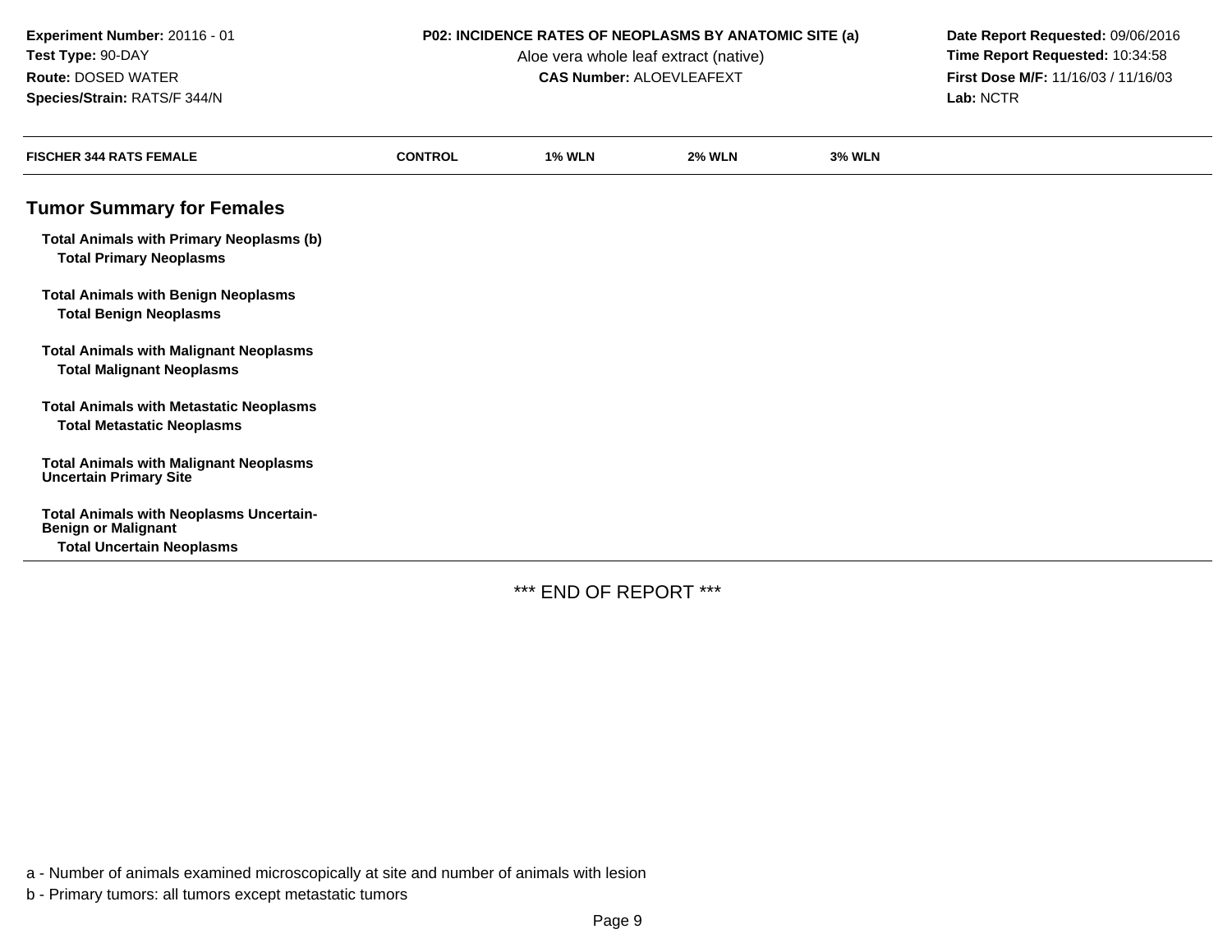**Experiment Number:** 20116 - 01
**Test Type:** 90-DAY
**Route:** DOSED WATER
**Species/Strain:** RATS/F 344/N

**P02: INCIDENCE RATES OF NEOPLASMS BY ANATOMIC SITE (a)**
Aloe vera whole leaf extract (native)
**CAS Number:** ALOEVLEAFEXT

**Date Report Requested:** 09/06/2016
**Time Report Requested:** 10:34:58
**First Dose M/F:** 11/16/03 / 11/16/03
**Lab:** NCTR

| FISCHER 344 RATS FEMALE | CONTROL | 1% WLN | 2% WLN | 3% WLN |
|---|---|---|---|---|
| **Tumor Summary for Females** | | | | |
| **Total Animals with Primary Neoplasms (b)** | | | | |
| **Total Primary Neoplasms** | | | | |
| **Total Animals with Benign Neoplasms** | | | | |
| **Total Benign Neoplasms** | | | | |
| **Total Animals with Malignant Neoplasms** | | | | |
| **Total Malignant Neoplasms** | | | | |
| **Total Animals with Metastatic Neoplasms** | | | | |
| **Total Metastatic Neoplasms** | | | | |
| **Total Animals with Malignant Neoplasms Uncertain Primary Site** | | | | |
| **Total Animals with Neoplasms Uncertain-Benign or Malignant** | | | | |
| **Total Uncertain Neoplasms** | | | | |

*** END OF REPORT ***

a - Number of animals examined microscopically at site and number of animals with lesion

b - Primary tumors: all tumors except metastatic tumors